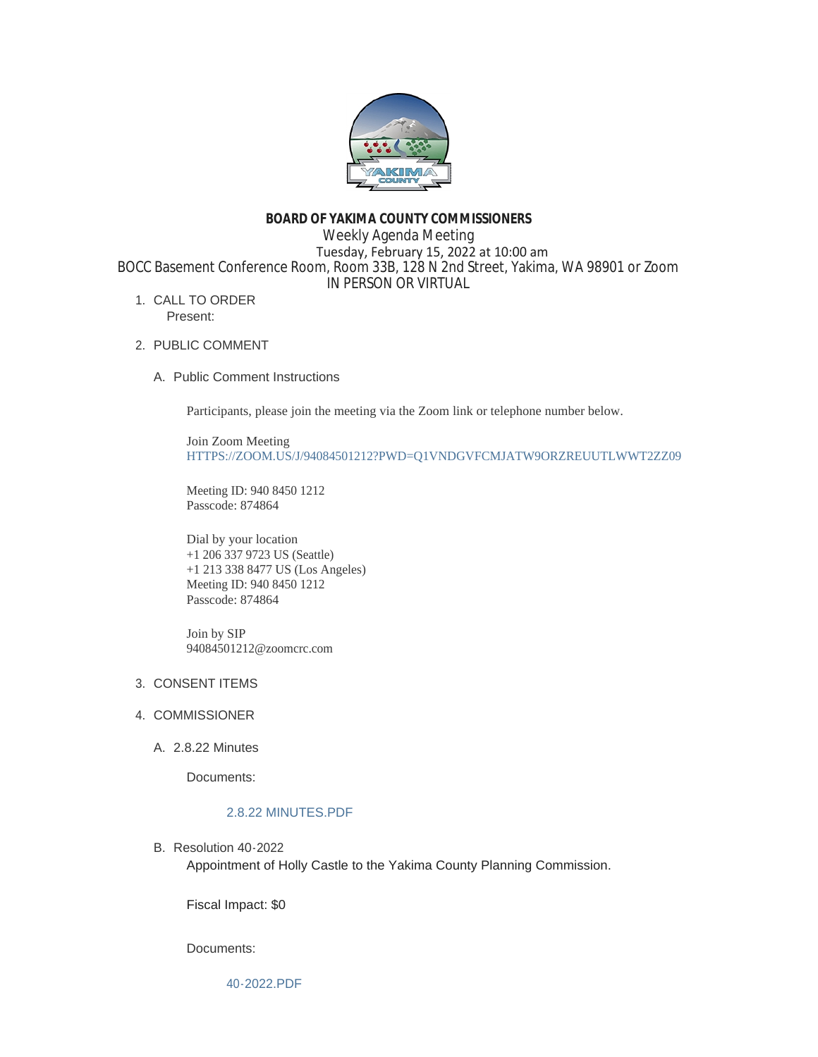# BOARD OF YAKIMA COUNTY COMMISSIONERS

Weekly Agenda Meeting

Tuesday, February 15, 2022 at 10:00 am

BOCC Basement Conference Room, Room 33B, 128 N 2nd Street, Yakima, WA 98901 or Zoom

IN PERSON OR VIRTUAL

1. CALL TO ORDER

   Present:

2. PUBLIC COMMENT

   A. Public Comment Instructions

      Participants, please join the meeting via the Zoom link or telephone number below.

      Join Zoom Meeting
      HTTPS://ZOOM.US/J/94084501212?PWD=Q1VNDGVFCMJATW9ORZREUUTLWWT2ZZ09

      Meeting ID: 940 8450 1212
      Passcode: 874864

      Dial by your location
      +1 206 337 9723 US (Seattle)
      +1 213 338 8477 US (Los Angeles)
      Meeting ID: 940 8450 1212
      Passcode: 874864

      Join by SIP
      94084501212@zoomcrc.com

3. CONSENT ITEMS

4. COMMISSIONER

   A. 2.8.22 Minutes

      Documents:

      2.8.22 MINUTES.PDF

   B. Resolution 40-2022

      Appointment of Holly Castle to the Yakima County Planning Commission.

      Fiscal Impact: $0

      Documents:

      40-2022.PDF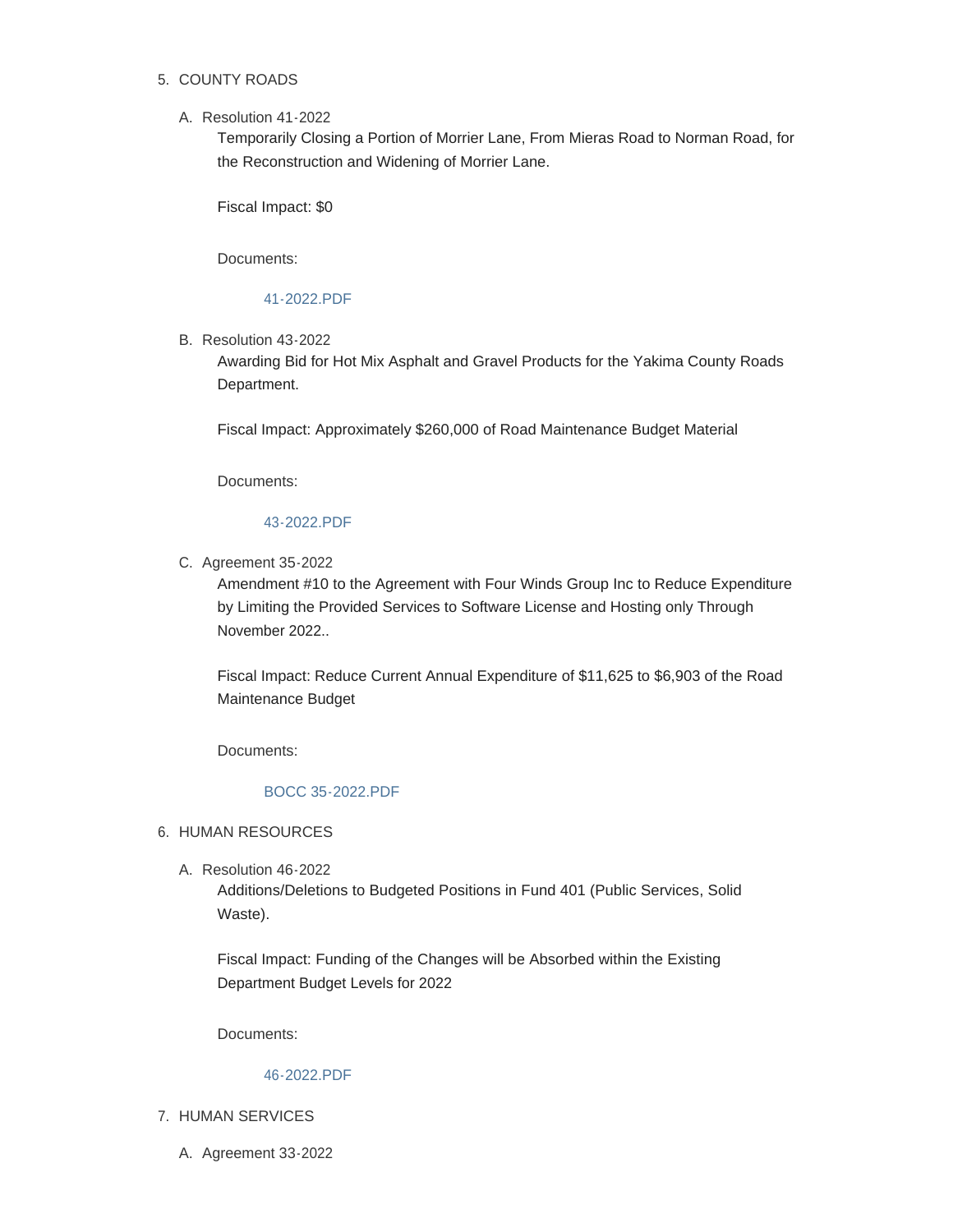5. COUNTY ROADS

   A. Resolution 41-2022

      Temporarily Closing a Portion of Morrier Lane, From Mieras Road to Norman Road, for the Reconstruction and Widening of Morrier Lane.

      Fiscal Impact: $0

      Documents:

      41-2022.PDF

   B. Resolution 43-2022

      Awarding Bid for Hot Mix Asphalt and Gravel Products for the Yakima County Roads Department.

      Fiscal Impact: Approximately $260,000 of Road Maintenance Budget Material

      Documents:

      43-2022.PDF

   C. Agreement 35-2022

      Amendment #10 to the Agreement with Four Winds Group Inc to Reduce Expenditure by Limiting the Provided Services to Software License and Hosting only Through November 2022..

      Fiscal Impact: Reduce Current Annual Expenditure of $11,625 to $6,903 of the Road Maintenance Budget

      Documents:

      BOCC 35-2022.PDF

6. HUMAN RESOURCES

   A. Resolution 46-2022

      Additions/Deletions to Budgeted Positions in Fund 401 (Public Services, Solid Waste).

      Fiscal Impact: Funding of the Changes will be Absorbed within the Existing Department Budget Levels for 2022

      Documents:

      46-2022.PDF

7. HUMAN SERVICES

   A. Agreement 33-2022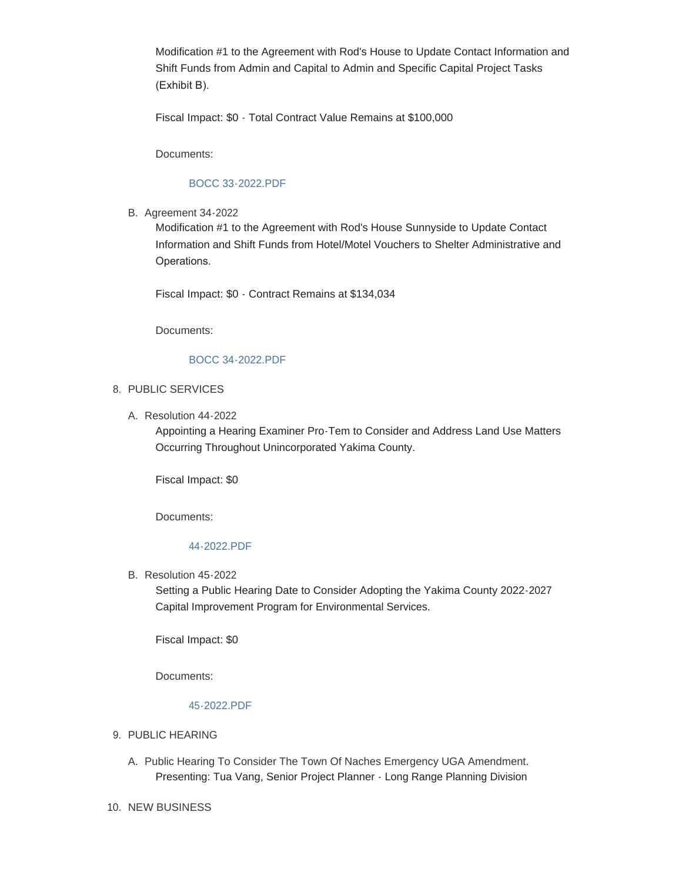Modification #1 to the Agreement with Rod's House to Update Contact Information and Shift Funds from Admin and Capital to Admin and Specific Capital Project Tasks (Exhibit B).

Fiscal Impact: $0 - Total Contract Value Remains at $100,000

Documents:

BOCC 33-2022.PDF

B. Agreement 34-2022

Modification #1 to the Agreement with Rod's House Sunnyside to Update Contact Information and Shift Funds from Hotel/Motel Vouchers to Shelter Administrative and Operations.

Fiscal Impact: $0 - Contract Remains at $134,034

Documents:

BOCC 34-2022.PDF

8. PUBLIC SERVICES

A. Resolution 44-2022

Appointing a Hearing Examiner Pro-Tem to Consider and Address Land Use Matters Occurring Throughout Unincorporated Yakima County.

Fiscal Impact: $0

Documents:

44-2022.PDF

B. Resolution 45-2022

Setting a Public Hearing Date to Consider Adopting the Yakima County 2022-2027 Capital Improvement Program for Environmental Services.

Fiscal Impact: $0

Documents:

45-2022.PDF

9. PUBLIC HEARING

A. Public Hearing To Consider The Town Of Naches Emergency UGA Amendment.

Presenting: Tua Vang, Senior Project Planner - Long Range Planning Division

10. NEW BUSINESS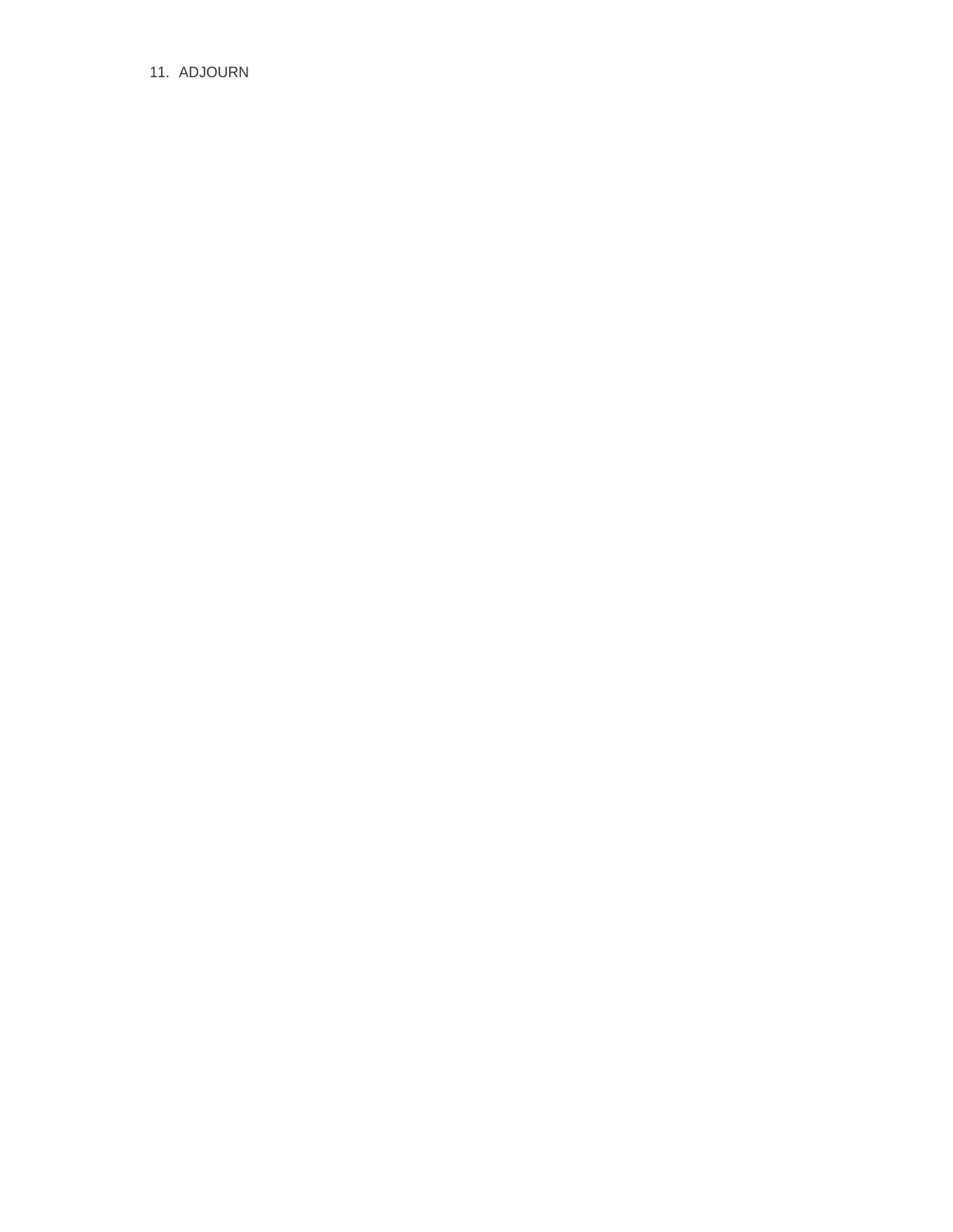11. ADJOURN